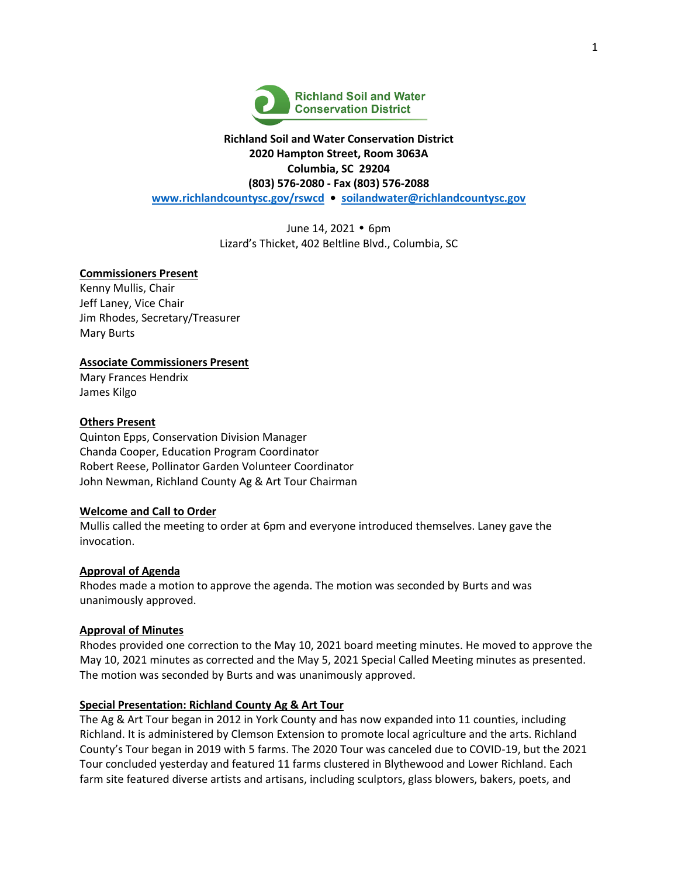Richland Soil and Water Conservation District

**Richland Soil and Water Conservation District**
**2020 Hampton Street, Room 3063A**
**Columbia, SC 29204**
**(803) 576-2080 - Fax (803) 576-2088**
**www.richlandcountysc.gov/rswcd • soilandwater@richlandcountysc.gov**

June 14, 2021 • 6pm
Lizard's Thicket, 402 Beltline Blvd., Columbia, SC

**Commissioners Present**
Kenny Mullis, Chair
Jeff Laney, Vice Chair
Jim Rhodes, Secretary/Treasurer
Mary Burts

**Associate Commissioners Present**
Mary Frances Hendrix
James Kilgo

**Others Present**
Quinton Epps, Conservation Division Manager
Chanda Cooper, Education Program Coordinator
Robert Reese, Pollinator Garden Volunteer Coordinator
John Newman, Richland County Ag & Art Tour Chairman

**Welcome and Call to Order**
Mullis called the meeting to order at 6pm and everyone introduced themselves. Laney gave the invocation.

**Approval of Agenda**
Rhodes made a motion to approve the agenda. The motion was seconded by Burts and was unanimously approved.

**Approval of Minutes**
Rhodes provided one correction to the May 10, 2021 board meeting minutes. He moved to approve the May 10, 2021 minutes as corrected and the May 5, 2021 Special Called Meeting minutes as presented. The motion was seconded by Burts and was unanimously approved.

**Special Presentation: Richland County Ag & Art Tour**
The Ag & Art Tour began in 2012 in York County and has now expanded into 11 counties, including Richland. It is administered by Clemson Extension to promote local agriculture and the arts. Richland County's Tour began in 2019 with 5 farms. The 2020 Tour was canceled due to COVID-19, but the 2021 Tour concluded yesterday and featured 11 farms clustered in Blythewood and Lower Richland. Each farm site featured diverse artists and artisans, including sculptors, glass blowers, bakers, poets, and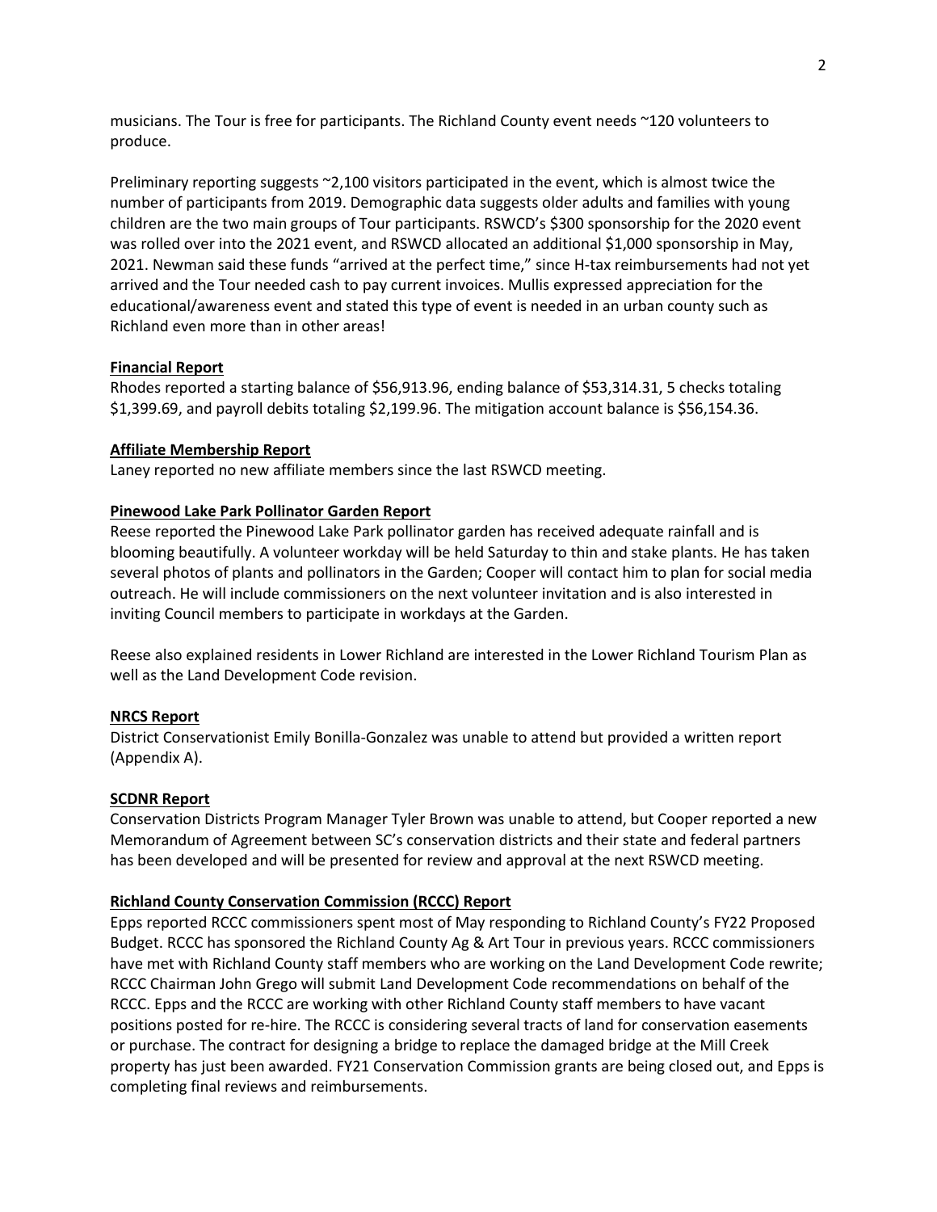musicians. The Tour is free for participants. The Richland County event needs ~120 volunteers to produce.

Preliminary reporting suggests ~2,100 visitors participated in the event, which is almost twice the number of participants from 2019. Demographic data suggests older adults and families with young children are the two main groups of Tour participants. RSWCD's $300 sponsorship for the 2020 event was rolled over into the 2021 event, and RSWCD allocated an additional $1,000 sponsorship in May, 2021. Newman said these funds "arrived at the perfect time," since H-tax reimbursements had not yet arrived and the Tour needed cash to pay current invoices. Mullis expressed appreciation for the educational/awareness event and stated this type of event is needed in an urban county such as Richland even more than in other areas!

**Financial Report**

Rhodes reported a starting balance of $56,913.96, ending balance of $53,314.31, 5 checks totaling $1,399.69, and payroll debits totaling $2,199.96. The mitigation account balance is $56,154.36.

**Affiliate Membership Report**

Laney reported no new affiliate members since the last RSWCD meeting.

**Pinewood Lake Park Pollinator Garden Report**

Reese reported the Pinewood Lake Park pollinator garden has received adequate rainfall and is blooming beautifully. A volunteer workday will be held Saturday to thin and stake plants. He has taken several photos of plants and pollinators in the Garden; Cooper will contact him to plan for social media outreach. He will include commissioners on the next volunteer invitation and is also interested in inviting Council members to participate in workdays at the Garden.

Reese also explained residents in Lower Richland are interested in the Lower Richland Tourism Plan as well as the Land Development Code revision.

**NRCS Report**

District Conservationist Emily Bonilla-Gonzalez was unable to attend but provided a written report (Appendix A).

**SCDNR Report**

Conservation Districts Program Manager Tyler Brown was unable to attend, but Cooper reported a new Memorandum of Agreement between SC's conservation districts and their state and federal partners has been developed and will be presented for review and approval at the next RSWCD meeting.

**Richland County Conservation Commission (RCCC) Report**

Epps reported RCCC commissioners spent most of May responding to Richland County's FY22 Proposed Budget. RCCC has sponsored the Richland County Ag & Art Tour in previous years. RCCC commissioners have met with Richland County staff members who are working on the Land Development Code rewrite; RCCC Chairman John Grego will submit Land Development Code recommendations on behalf of the RCCC. Epps and the RCCC are working with other Richland County staff members to have vacant positions posted for re-hire. The RCCC is considering several tracts of land for conservation easements or purchase. The contract for designing a bridge to replace the damaged bridge at the Mill Creek property has just been awarded. FY21 Conservation Commission grants are being closed out, and Epps is completing final reviews and reimbursements.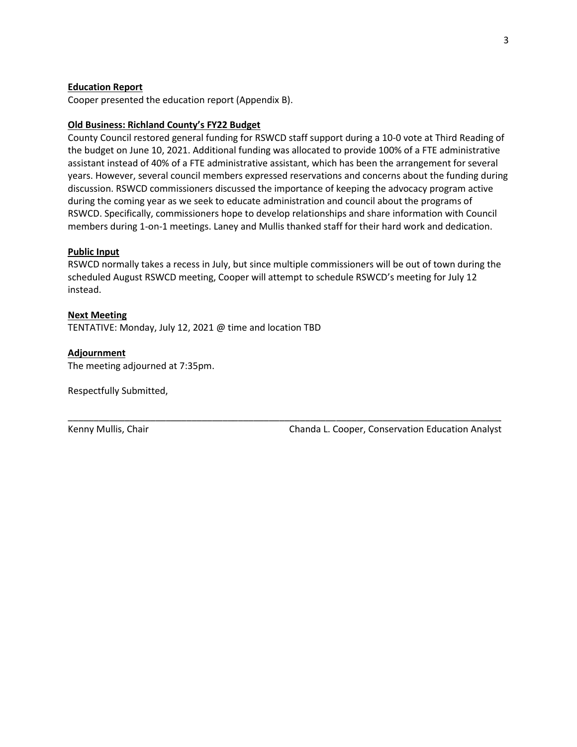**Education Report**

Cooper presented the education report (Appendix B).

**Old Business: Richland County's FY22 Budget**

County Council restored general funding for RSWCD staff support during a 10-0 vote at Third Reading of the budget on June 10, 2021. Additional funding was allocated to provide 100% of a FTE administrative assistant instead of 40% of a FTE administrative assistant, which has been the arrangement for several years. However, several council members expressed reservations and concerns about the funding during discussion. RSWCD commissioners discussed the importance of keeping the advocacy program active during the coming year as we seek to educate administration and council about the programs of RSWCD. Specifically, commissioners hope to develop relationships and share information with Council members during 1-on-1 meetings. Laney and Mullis thanked staff for their hard work and dedication.

**Public Input**

RSWCD normally takes a recess in July, but since multiple commissioners will be out of town during the scheduled August RSWCD meeting, Cooper will attempt to schedule RSWCD's meeting for July 12 instead.

**Next Meeting**

TENTATIVE: Monday, July 12, 2021 @ time and location TBD

**Adjournment**

The meeting adjourned at 7:35pm.

Respectfully Submitted,

_______________________________________________

Kenny Mullis, Chair

Chanda L. Cooper, Conservation Education Analyst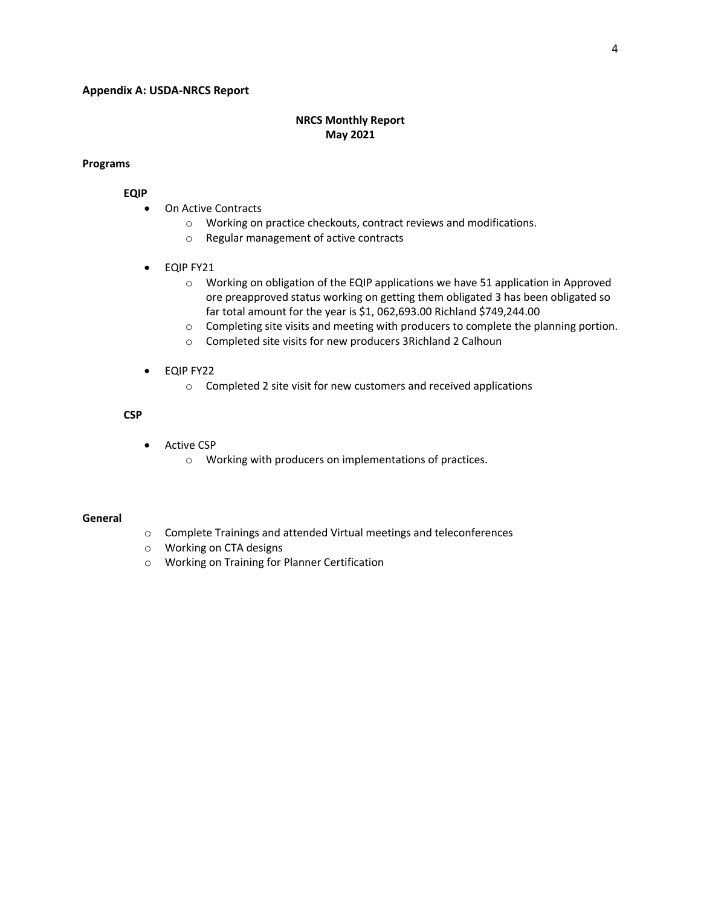**Appendix A: USDA-NRCS Report**

**NRCS Monthly Report**
**May 2021**

**Programs**

**EQIP**

- On Active Contracts
  - Working on practice checkouts, contract reviews and modifications.
  - Regular management of active contracts

- EQIP FY21
  - Working on obligation of the EQIP applications we have 51 application in Approved ore preapproved status working on getting them obligated 3 has been obligated so far total amount for the year is $1, 062,693.00 Richland $749,244.00
  - Completing site visits and meeting with producers to complete the planning portion.
  - Completed site visits for new producers 3Richland 2 Calhoun

- EQIP FY22
  - Completed 2 site visit for new customers and received applications

**CSP**

- Active CSP
  - Working with producers on implementations of practices.

**General**

- Complete Trainings and attended Virtual meetings and teleconferences
- Working on CTA designs
- Working on Training for Planner Certification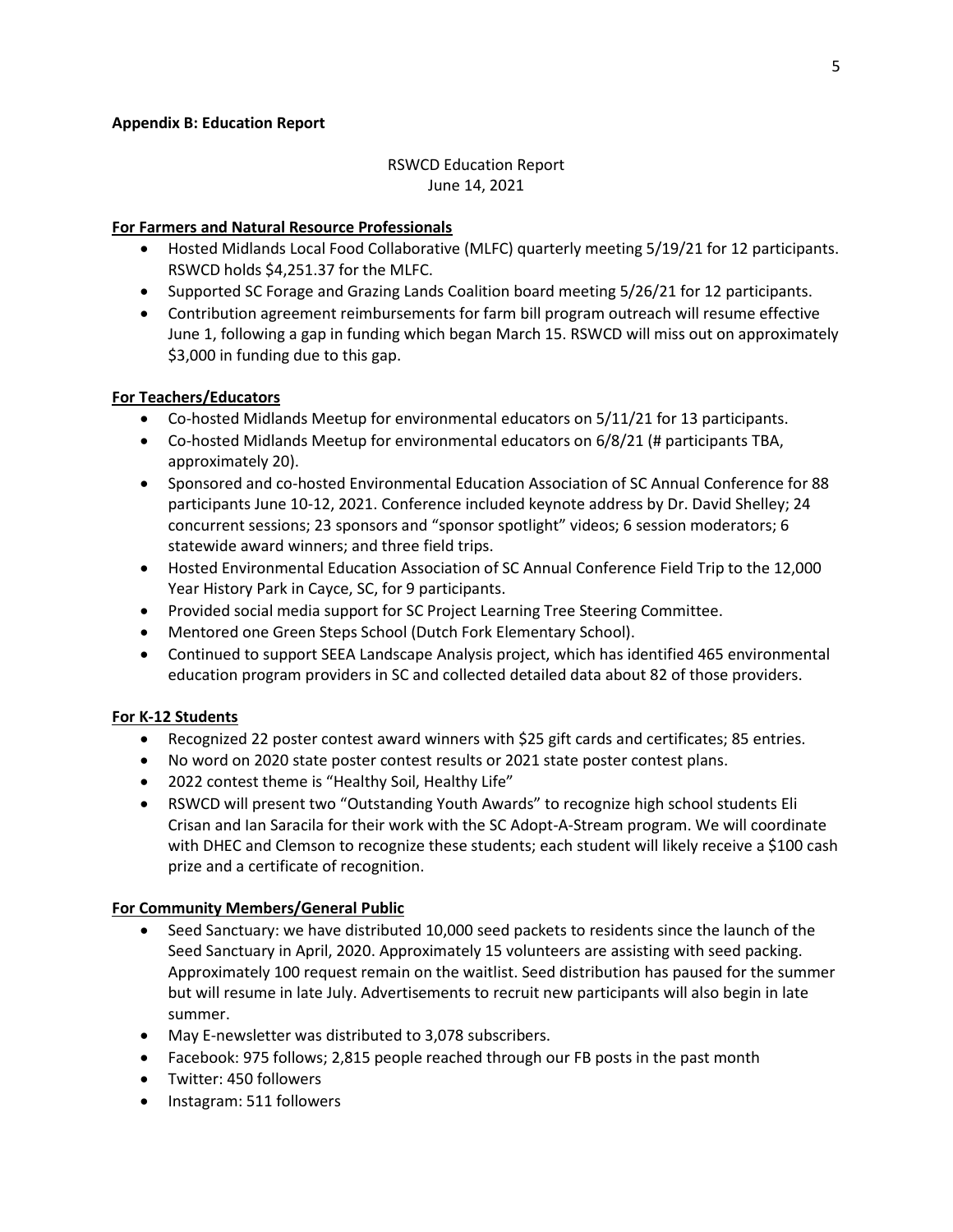**Appendix B: Education Report**

RSWCD Education Report
June 14, 2021

**For Farmers and Natural Resource Professionals**

- Hosted Midlands Local Food Collaborative (MLFC) quarterly meeting 5/19/21 for 12 participants. RSWCD holds $4,251.37 for the MLFC.
- Supported SC Forage and Grazing Lands Coalition board meeting 5/26/21 for 12 participants.
- Contribution agreement reimbursements for farm bill program outreach will resume effective June 1, following a gap in funding which began March 15. RSWCD will miss out on approximately $3,000 in funding due to this gap.

**For Teachers/Educators**

- Co-hosted Midlands Meetup for environmental educators on 5/11/21 for 13 participants.
- Co-hosted Midlands Meetup for environmental educators on 6/8/21 (# participants TBA, approximately 20).
- Sponsored and co-hosted Environmental Education Association of SC Annual Conference for 88 participants June 10-12, 2021. Conference included keynote address by Dr. David Shelley; 24 concurrent sessions; 23 sponsors and "sponsor spotlight" videos; 6 session moderators; 6 statewide award winners; and three field trips.
- Hosted Environmental Education Association of SC Annual Conference Field Trip to the 12,000 Year History Park in Cayce, SC, for 9 participants.
- Provided social media support for SC Project Learning Tree Steering Committee.
- Mentored one Green Steps School (Dutch Fork Elementary School).
- Continued to support SEEA Landscape Analysis project, which has identified 465 environmental education program providers in SC and collected detailed data about 82 of those providers.

**For K-12 Students**

- Recognized 22 poster contest award winners with $25 gift cards and certificates; 85 entries.
- No word on 2020 state poster contest results or 2021 state poster contest plans.
- 2022 contest theme is "Healthy Soil, Healthy Life"
- RSWCD will present two "Outstanding Youth Awards" to recognize high school students Eli Crisan and Ian Saracila for their work with the SC Adopt-A-Stream program. We will coordinate with DHEC and Clemson to recognize these students; each student will likely receive a $100 cash prize and a certificate of recognition.

**For Community Members/General Public**

- Seed Sanctuary: we have distributed 10,000 seed packets to residents since the launch of the Seed Sanctuary in April, 2020. Approximately 15 volunteers are assisting with seed packing. Approximately 100 request remain on the waitlist. Seed distribution has paused for the summer but will resume in late July. Advertisements to recruit new participants will also begin in late summer.
- May E-newsletter was distributed to 3,078 subscribers.
- Facebook: 975 follows; 2,815 people reached through our FB posts in the past month
- Twitter: 450 followers
- Instagram: 511 followers